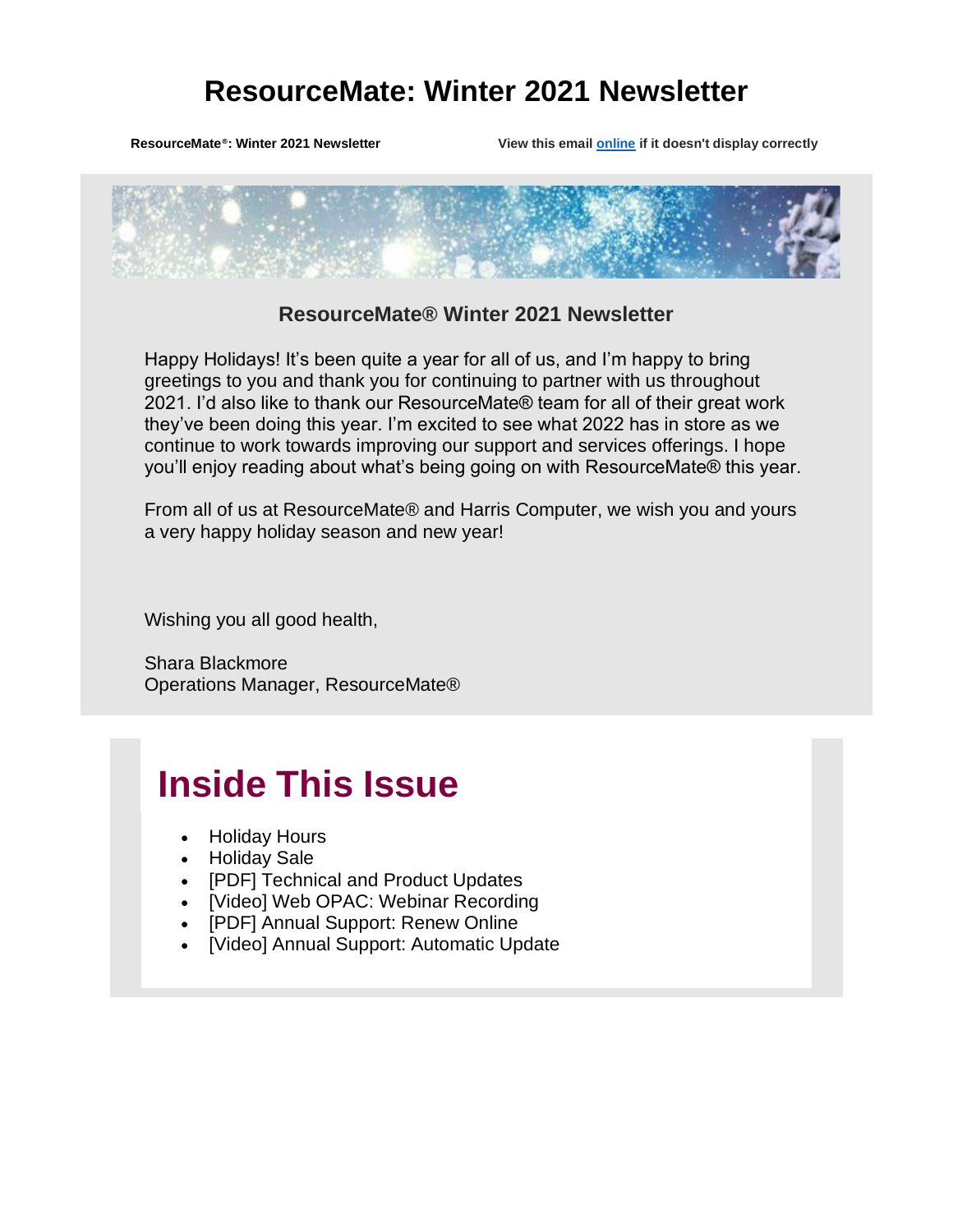# ResourceMate: Winter 2021 Newsletter

**ResourceMate®: Winter 2021 Newsletter** **View this email online if it doesn't display correctly**

### ResourceMate® Winter 2021 Newsletter

Happy Holidays! It's been quite a year for all of us, and I'm happy to bring greetings to you and thank you for continuing to partner with us throughout 2021. I'd also like to thank our ResourceMate® team for all of their great work they've been doing this year. I'm excited to see what 2022 has in store as we continue to work towards improving our support and services offerings. I hope you'll enjoy reading about what's being going on with ResourceMate® this year.

From all of us at ResourceMate® and Harris Computer, we wish you and yours a very happy holiday season and new year!

Wishing you all good health,

Shara Blackmore
Operations Manager, ResourceMate®

## Inside This Issue

- Holiday Hours
- Holiday Sale
- [PDF] Technical and Product Updates
- [Video] Web OPAC: Webinar Recording
- [PDF] Annual Support: Renew Online
- [Video] Annual Support: Automatic Update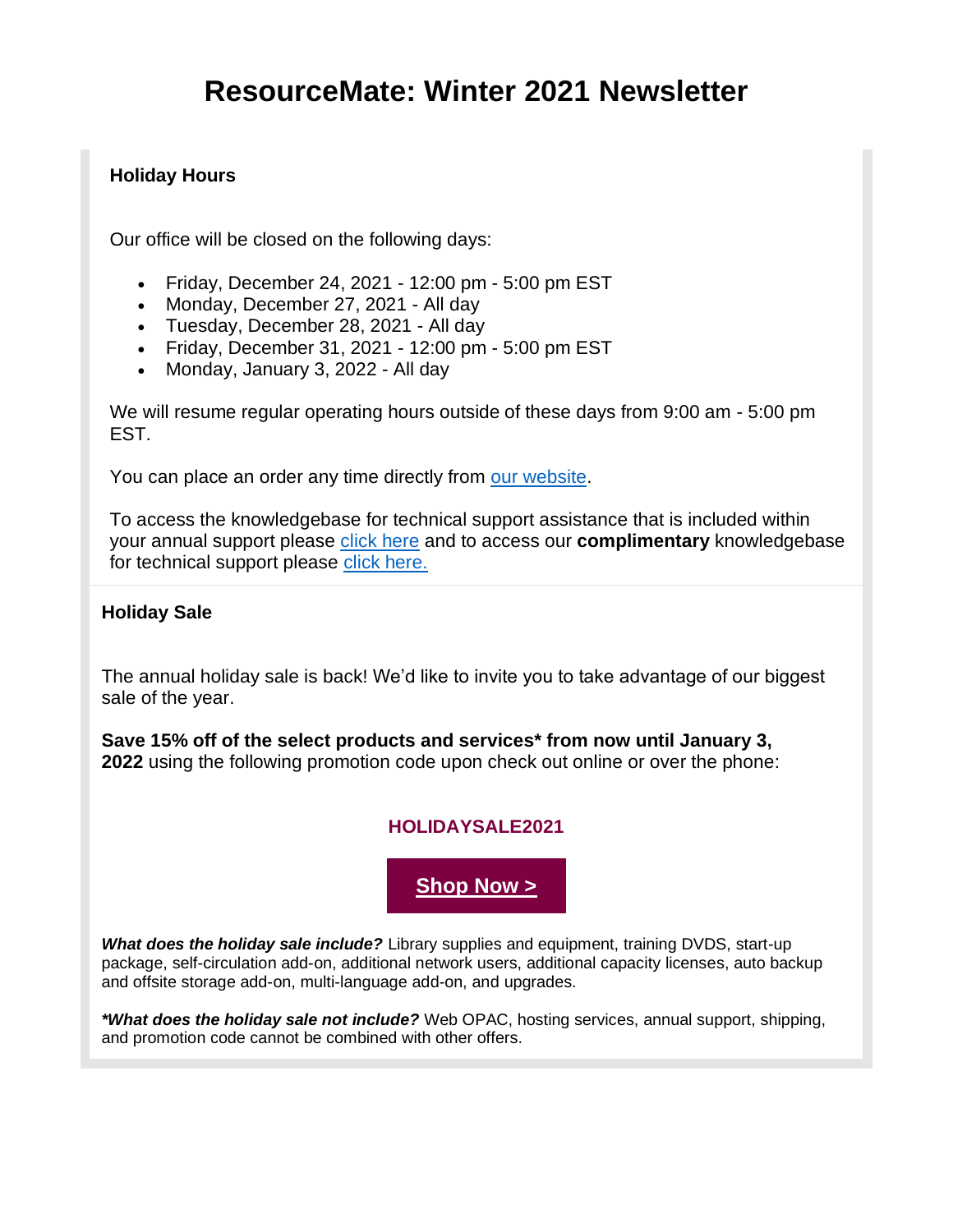# ResourceMate: Winter 2021 Newsletter

### Holiday Hours

Our office will be closed on the following days:

- Friday, December 24, 2021 - 12:00 pm - 5:00 pm EST
- Monday, December 27, 2021 - All day
- Tuesday, December 28, 2021 - All day
- Friday, December 31, 2021 - 12:00 pm - 5:00 pm EST
- Monday, January 3, 2022 - All day

We will resume regular operating hours outside of these days from 9:00 am - 5:00 pm EST.

You can place an order any time directly from our website.

To access the knowledgebase for technical support assistance that is included within your annual support please click here and to access our **complimentary** knowledgebase for technical support please click here.

### Holiday Sale

The annual holiday sale is back! We'd like to invite you to take advantage of our biggest sale of the year.

**Save 15% off of the select products and services* from now until January 3, 2022** using the following promotion code upon check out online or over the phone:

**HOLIDAYSALE2021**

**Shop Now >**

***What does the holiday sale include?*** Library supplies and equipment, training DVDS, start-up package, self-circulation add-on, additional network users, additional capacity licenses, auto backup and offsite storage add-on, multi-language add-on, and upgrades.

***\*What does the holiday sale not include?*** Web OPAC, hosting services, annual support, shipping, and promotion code cannot be combined with other offers.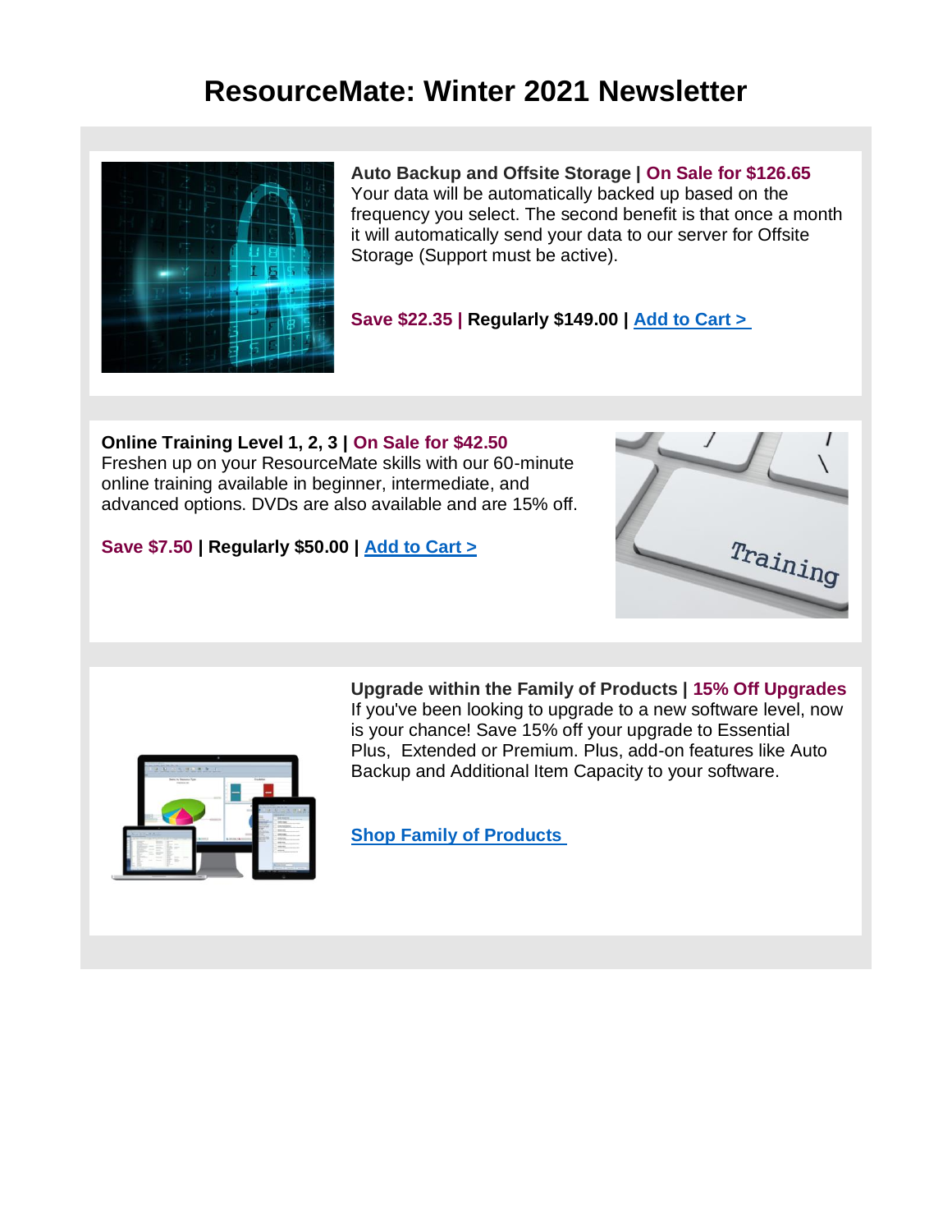# ResourceMate: Winter 2021 Newsletter

**Auto Backup and Offsite Storage | On Sale for $126.65**
Your data will be automatically backed up based on the frequency you select. The second benefit is that once a month it will automatically send your data to our server for Offsite Storage (Support must be active).

**Save $22.35 | Regularly $149.00 | Add to Cart >**

**Online Training Level 1, 2, 3 | On Sale for $42.50**
Freshen up on your ResourceMate skills with our 60-minute online training available in beginner, intermediate, and advanced options. DVDs are also available and are 15% off.

**Save $7.50 | Regularly $50.00 | Add to Cart >**

**Upgrade within the Family of Products | 15% Off Upgrades**
If you've been looking to upgrade to a new software level, now is your chance! Save 15% off your upgrade to Essential Plus, Extended or Premium. Plus, add-on features like Auto Backup and Additional Item Capacity to your software.

**Shop Family of Products**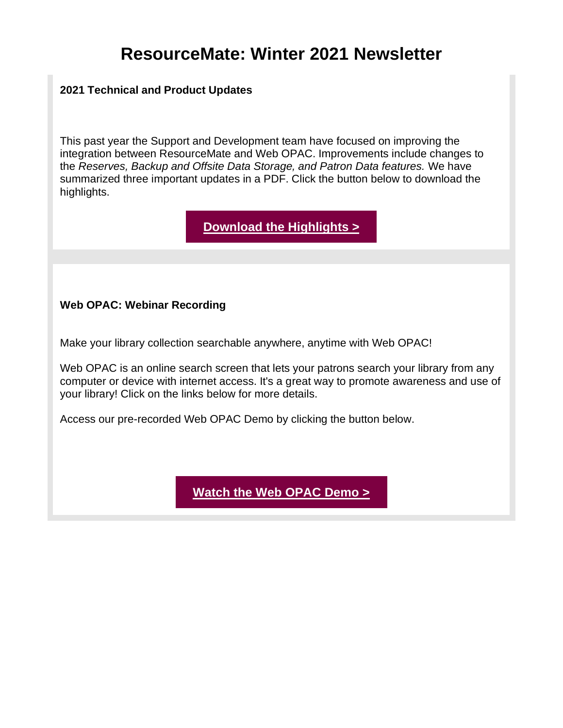# ResourceMate: Winter 2021 Newsletter

**2021 Technical and Product Updates**

This past year the Support and Development team have focused on improving the integration between ResourceMate and Web OPAC. Improvements include changes to the *Reserves, Backup and Offsite Data Storage, and Patron Data features.* We have summarized three important updates in a PDF. Click the button below to download the highlights.

**Download the Highlights >**

**Web OPAC: Webinar Recording**

Make your library collection searchable anywhere, anytime with Web OPAC!

Web OPAC is an online search screen that lets your patrons search your library from any computer or device with internet access. It's a great way to promote awareness and use of your library! Click on the links below for more details.

Access our pre-recorded Web OPAC Demo by clicking the button below.

**Watch the Web OPAC Demo >**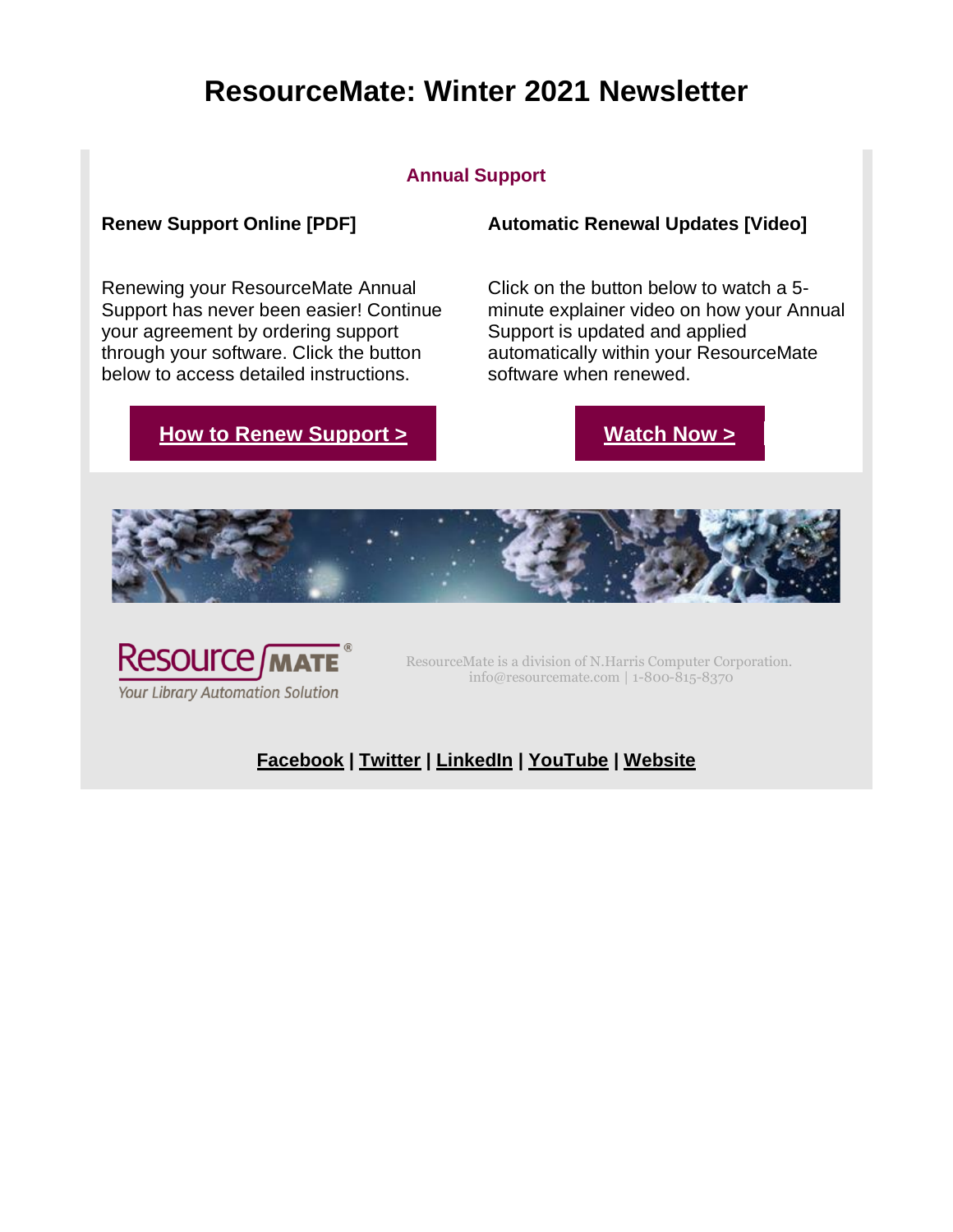# ResourceMate: Winter 2021 Newsletter

## Annual Support

### Renew Support Online [PDF]

Renewing your ResourceMate Annual Support has never been easier! Continue your agreement by ordering support through your software. Click the button below to access detailed instructions.

**How to Renew Support >**

### Automatic Renewal Updates [Video]

Click on the button below to watch a 5-minute explainer video on how your Annual Support is updated and applied automatically within your ResourceMate software when renewed.

**Watch Now >**

ResourceMate is a division of N.Harris Computer Corporation.
info@resourcemate.com | 1-800-815-8370

**Facebook** | **Twitter** | **LinkedIn** | **YouTube** | **Website**